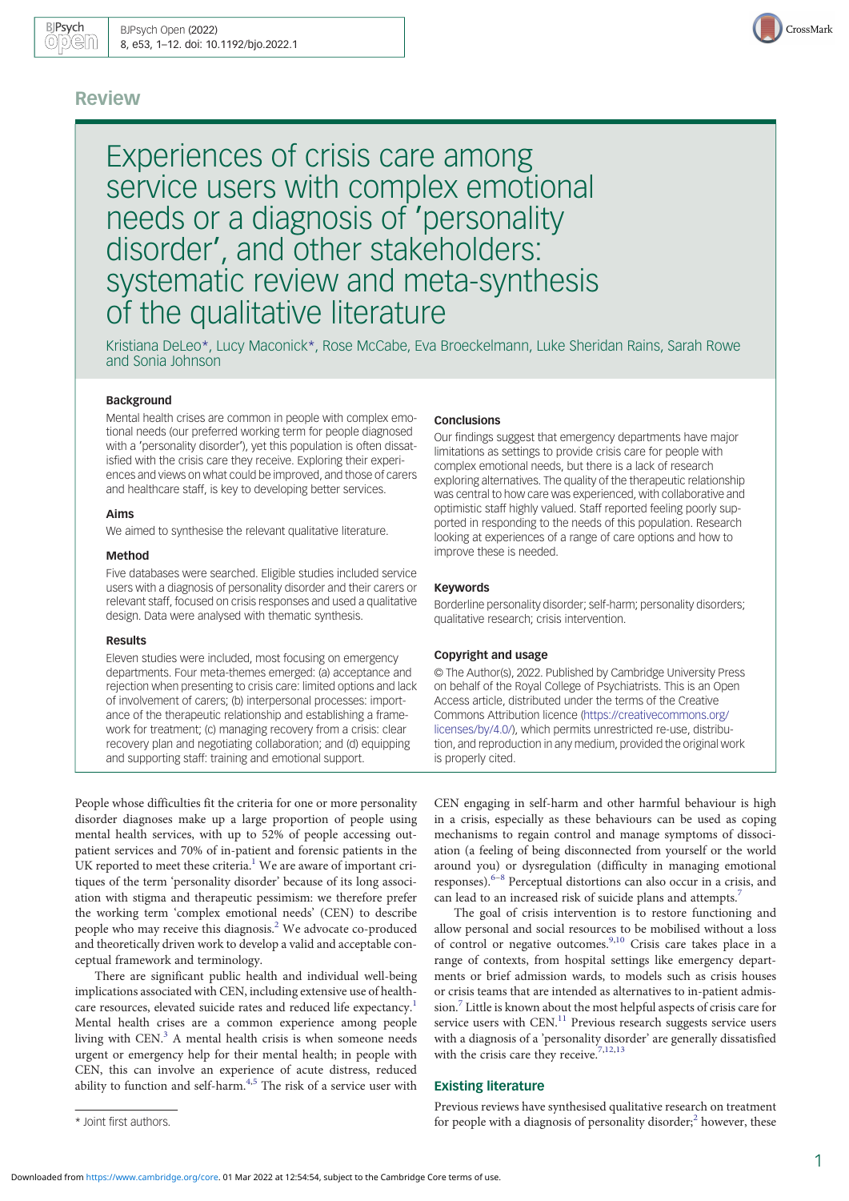## Review

# Experiences of crisis care among service users with complex emotional needs or a diagnosis of 'personality disorder', and other stakeholders: systematic review and meta-synthesis of the qualitative literature

Kristiana DeLeo*, Lucy Maconick*, Rose McCabe, Eva Broeckelmann, Luke Sheridan Rains, Sarah Rowe and Sonia Johnson

### Background

Mental health crises are common in people with complex emotional needs (our preferred working term for people diagnosed with a 'personality disorder'), yet this population is often dissatisfied with the crisis care they receive. Exploring their experiences and views on what could be improved, and those of carers and healthcare staff, is key to developing better services.

### Aims

We aimed to synthesise the relevant qualitative literature.

### Method

Five databases were searched. Eligible studies included service users with a diagnosis of personality disorder and their carers or relevant staff, focused on crisis responses and used a qualitative design. Data were analysed with thematic synthesis.

### Results

Eleven studies were included, most focusing on emergency departments. Four meta-themes emerged: (a) acceptance and rejection when presenting to crisis care: limited options and lack of involvement of carers; (b) interpersonal processes: importance of the therapeutic relationship and establishing a framework for treatment; (c) managing recovery from a crisis: clear recovery plan and negotiating collaboration; and (d) equipping and supporting staff: training and emotional support.

### Conclusions

Our findings suggest that emergency departments have major limitations as settings to provide crisis care for people with complex emotional needs, but there is a lack of research exploring alternatives. The quality of the therapeutic relationship was central to how care was experienced, with collaborative and optimistic staff highly valued. Staff reported feeling poorly supported in responding to the needs of this population. Research looking at experiences of a range of care options and how to improve these is needed.

### Keywords

Borderline personality disorder; self-harm; personality disorders; qualitative research; crisis intervention.

### Copyright and usage

© The Author(s), 2022. Published by Cambridge University Press on behalf of the Royal College of Psychiatrists. This is an Open Access article, distributed under the terms of the Creative Commons Attribution licence (https://creativecommons.org/licenses/by/4.0/), which permits unrestricted re-use, distribution, and reproduction in any medium, provided the original work is properly cited.

People whose difficulties fit the criteria for one or more personality disorder diagnoses make up a large proportion of people using mental health services, with up to 52% of people accessing outpatient services and 70% of in-patient and forensic patients in the UK reported to meet these criteria.[1] We are aware of important critiques of the term 'personality disorder' because of its long association with stigma and therapeutic pessimism: we therefore prefer the working term 'complex emotional needs' (CEN) to describe people who may receive this diagnosis.[2] We advocate co-produced and theoretically driven work to develop a valid and acceptable conceptual framework and terminology.

There are significant public health and individual well-being implications associated with CEN, including extensive use of healthcare resources, elevated suicide rates and reduced life expectancy.[1] Mental health crises are a common experience among people living with CEN.[3] A mental health crisis is when someone needs urgent or emergency help for their mental health; in people with CEN, this can involve an experience of acute distress, reduced ability to function and self-harm.[4,5] The risk of a service user with CEN engaging in self-harm and other harmful behaviour is high in a crisis, especially as these behaviours can be used as coping mechanisms to regain control and manage symptoms of dissociation (a feeling of being disconnected from yourself or the world around you) or dysregulation (difficulty in managing emotional responses).[6–8] Perceptual distortions can also occur in a crisis, and can lead to an increased risk of suicide plans and attempts.[7]

The goal of crisis intervention is to restore functioning and allow personal and social resources to be mobilised without a loss of control or negative outcomes.[9,10] Crisis care takes place in a range of contexts, from hospital settings like emergency departments or brief admission wards, to models such as crisis houses or crisis teams that are intended as alternatives to in-patient admission.[7] Little is known about the most helpful aspects of crisis care for service users with CEN.[11] Previous research suggests service users with a diagnosis of a 'personality disorder' are generally dissatisfied with the crisis care they receive.[7,12,13]

## Existing literature

Previous reviews have synthesised qualitative research on treatment for people with a diagnosis of personality disorder;[2] however, these

\* Joint first authors.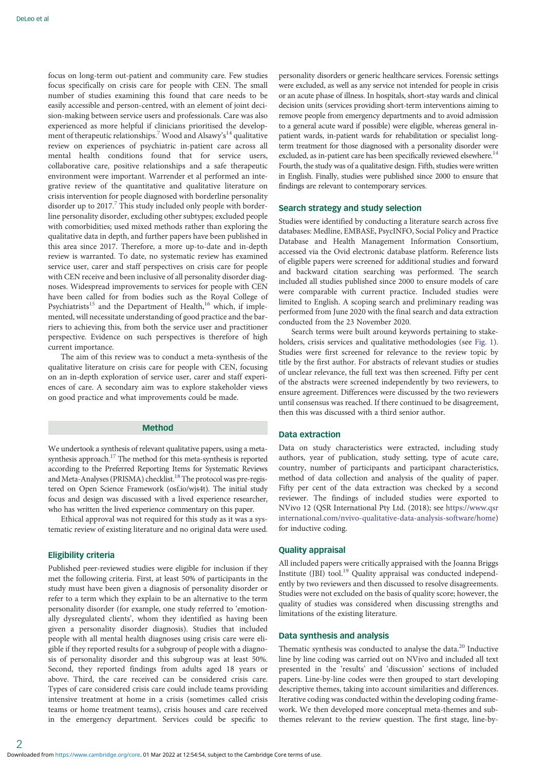focus on long-term out-patient and community care. Few studies focus specifically on crisis care for people with CEN. The small number of studies examining this found that care needs to be easily accessible and person-centred, with an element of joint decision-making between service users and professionals. Care was also experienced as more helpful if clinicians prioritised the development of therapeutic relationships.[7] Wood and Alsawy's[14] qualitative review on experiences of psychiatric in-patient care across all mental health conditions found that for service users, collaborative care, positive relationships and a safe therapeutic environment were important. Warrender et al performed an integrative review of the quantitative and qualitative literature on crisis intervention for people diagnosed with borderline personality disorder up to 2017.[7] This study included only people with borderline personality disorder, excluding other subtypes; excluded people with comorbidities; used mixed methods rather than exploring the qualitative data in depth, and further papers have been published in this area since 2017. Therefore, a more up-to-date and in-depth review is warranted. To date, no systematic review has examined service user, carer and staff perspectives on crisis care for people with CEN receive and been inclusive of all personality disorder diagnoses. Widespread improvements to services for people with CEN have been called for from bodies such as the Royal College of Psychiatrists[15] and the Department of Health,[16] which, if implemented, will necessitate understanding of good practice and the barriers to achieving this, from both the service user and practitioner perspective. Evidence on such perspectives is therefore of high current importance.

The aim of this review was to conduct a meta-synthesis of the qualitative literature on crisis care for people with CEN, focusing on an in-depth exploration of service user, carer and staff experiences of care. A secondary aim was to explore stakeholder views on good practice and what improvements could be made.

## Method

We undertook a synthesis of relevant qualitative papers, using a meta-synthesis approach.[17] The method for this meta-synthesis is reported according to the Preferred Reporting Items for Systematic Reviews and Meta-Analyses (PRISMA) checklist.[18] The protocol was pre-registered on Open Science Framework (osf.io/wjs4t). The initial study focus and design was discussed with a lived experience researcher, who has written the lived experience commentary on this paper.

Ethical approval was not required for this study as it was a systematic review of existing literature and no original data were used.

### Eligibility criteria

Published peer-reviewed studies were eligible for inclusion if they met the following criteria. First, at least 50% of participants in the study must have been given a diagnosis of personality disorder or refer to a term which they explain to be an alternative to the term personality disorder (for example, one study referred to 'emotionally dysregulated clients', whom they identified as having been given a personality disorder diagnosis). Studies that included people with all mental health diagnoses using crisis care were eligible if they reported results for a subgroup of people with a diagnosis of personality disorder and this subgroup was at least 50%. Second, they reported findings from adults aged 18 years or above. Third, the care received can be considered crisis care. Types of care considered crisis care could include teams providing intensive treatment at home in a crisis (sometimes called crisis teams or home treatment teams), crisis houses and care received in the emergency department. Services could be specific to personality disorders or generic healthcare services. Forensic settings were excluded, as well as any service not intended for people in crisis or an acute phase of illness. In hospitals, short-stay wards and clinical decision units (services providing short-term interventions aiming to remove people from emergency departments and to avoid admission to a general acute ward if possible) were eligible, whereas general in-patient wards, in-patient wards for rehabilitation or specialist long-term treatment for those diagnosed with a personality disorder were excluded, as in-patient care has been specifically reviewed elsewhere.[14] Fourth, the study was of a qualitative design. Fifth, studies were written in English. Finally, studies were published since 2000 to ensure that findings are relevant to contemporary services.

### Search strategy and study selection

Studies were identified by conducting a literature search across five databases: Medline, EMBASE, PsycINFO, Social Policy and Practice Database and Health Management Information Consortium, accessed via the Ovid electronic database platform. Reference lists of eligible papers were screened for additional studies and forward and backward citation searching was performed. The search included all studies published since 2000 to ensure models of care were comparable with current practice. Included studies were limited to English. A scoping search and preliminary reading was performed from June 2020 with the final search and data extraction conducted from the 23 November 2020.

Search terms were built around keywords pertaining to stakeholders, crisis services and qualitative methodologies (see Fig. 1). Studies were first screened for relevance to the review topic by title by the first author. For abstracts of relevant studies or studies of unclear relevance, the full text was then screened. Fifty per cent of the abstracts were screened independently by two reviewers, to ensure agreement. Differences were discussed by the two reviewers until consensus was reached. If there continued to be disagreement, then this was discussed with a third senior author.

### Data extraction

Data on study characteristics were extracted, including study authors, year of publication, study setting, type of acute care, country, number of participants and participant characteristics, method of data collection and analysis of the quality of paper. Fifty per cent of the data extraction was checked by a second reviewer. The findings of included studies were exported to NVivo 12 (QSR International Pty Ltd. (2018); see https://www.qsrinternational.com/nvivo-qualitative-data-analysis-software/home) for inductive coding.

### Quality appraisal

All included papers were critically appraised with the Joanna Briggs Institute (JBI) tool.[19] Quality appraisal was conducted independently by two reviewers and then discussed to resolve disagreements. Studies were not excluded on the basis of quality score; however, the quality of studies was considered when discussing strengths and limitations of the existing literature.

### Data synthesis and analysis

Thematic synthesis was conducted to analyse the data.[20] Inductive line by line coding was carried out on NVivo and included all text presented in the 'results' and 'discussion' sections of included papers. Line-by-line codes were then grouped to start developing descriptive themes, taking into account similarities and differences. Iterative coding was conducted within the developing coding framework. We then developed more conceptual meta-themes and subthemes relevant to the review question. The first stage, line-by-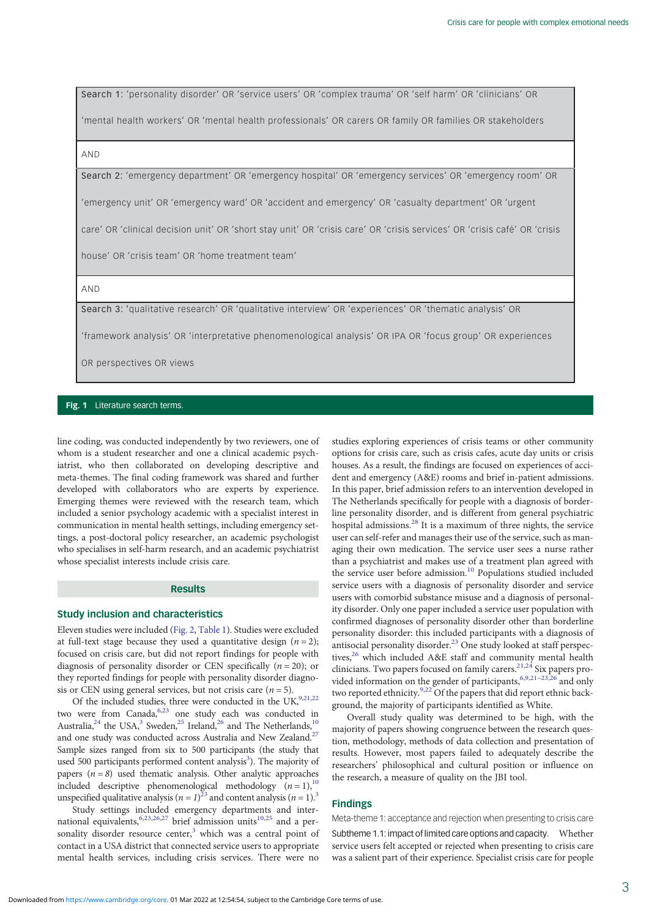Search 1: 'personality disorder' OR 'service users' OR 'complex trauma' OR 'self harm' OR 'clinicians' OR 'mental health workers' OR 'mental health professionals' OR carers OR family OR families OR stakeholders

AND

Search 2: 'emergency department' OR 'emergency hospital' OR 'emergency services' OR 'emergency room' OR 'emergency unit' OR 'emergency ward' OR 'accident and emergency' OR 'casualty department' OR 'urgent care' OR 'clinical decision unit' OR 'short stay unit' OR 'crisis care' OR 'crisis services' OR 'crisis café' OR 'crisis house' OR 'crisis team' OR 'home treatment team'

AND

Search 3: 'qualitative research' OR 'qualitative interview' OR 'experiences' OR 'thematic analysis' OR 'framework analysis' OR 'interpretative phenomenological analysis' OR IPA OR 'focus group' OR experiences OR perspectives OR views

**Fig. 1** Literature search terms.

line coding, was conducted independently by two reviewers, one of whom is a student researcher and one a clinical academic psychiatrist, who then collaborated on developing descriptive and meta-themes. The final coding framework was shared and further developed with collaborators who are experts by experience. Emerging themes were reviewed with the research team, which included a senior psychology academic with a specialist interest in communication in mental health settings, including emergency settings, a post-doctoral policy researcher, an academic psychologist who specialises in self-harm research, and an academic psychiatrist whose specialist interests include crisis care.

## Results

### Study inclusion and characteristics

Eleven studies were included (Fig. 2, Table 1). Studies were excluded at full-text stage because they used a quantitative design ($n = 2$); focused on crisis care, but did not report findings for people with diagnosis of personality disorder or CEN specifically ($n = 20$); or they reported findings for people with personality disorder diagnosis or CEN using general services, but not crisis care ($n = 5$).

Of the included studies, three were conducted in the UK,[9,21,22] two were from Canada,[6,23] one study each was conducted in Australia,[24] the USA,[3] Sweden,[25] Ireland,[26] and The Netherlands,[10] and one study was conducted across Australia and New Zealand.[27] Sample sizes ranged from six to 500 participants (the study that used 500 participants performed content analysis[3]). The majority of papers ($n = 8$) used thematic analysis. Other analytic approaches included descriptive phenomenological methodology ($n = 1$),[10] unspecified qualitative analysis ($n = 1$)[23] and content analysis ($n = 1$).[3]

Study settings included emergency departments and international equivalents,[6,23,26,27] brief admission units[10,25] and a personality disorder resource center,[3] which was a central point of contact in a USA district that connected service users to appropriate mental health services, including crisis services. There were no studies exploring experiences of crisis teams or other community options for crisis care, such as crisis cafes, acute day units or crisis houses. As a result, the findings are focused on experiences of accident and emergency (A&E) rooms and brief in-patient admissions. In this paper, brief admission refers to an intervention developed in The Netherlands specifically for people with a diagnosis of borderline personality disorder, and is different from general psychiatric hospital admissions.[28] It is a maximum of three nights, the service user can self-refer and manages their use of the service, such as managing their own medication. The service user sees a nurse rather than a psychiatrist and makes use of a treatment plan agreed with the service user before admission.[10] Populations studied included service users with a diagnosis of personality disorder and service users with comorbid substance misuse and a diagnosis of personality disorder. Only one paper included a service user population with confirmed diagnoses of personality disorder other than borderline personality disorder: this included participants with a diagnosis of antisocial personality disorder.[23] One study looked at staff perspectives,[26] which included A&E staff and community mental health clinicians. Two papers focused on family carers.[21,24] Six papers provided information on the gender of participants,[6,9,21–23,26] and only two reported ethnicity.[9,22] Of the papers that did report ethnic background, the majority of participants identified as White.

Overall study quality was determined to be high, with the majority of papers showing congruence between the research question, methodology, methods of data collection and presentation of results. However, most papers failed to adequately describe the researchers' philosophical and cultural position or influence on the research, a measure of quality on the JBI tool.

### Findings

#### Meta-theme 1: acceptance and rejection when presenting to crisis care

*Subtheme 1.1: impact of limited care options and capacity.* Whether service users felt accepted or rejected when presenting to crisis care was a salient part of their experience. Specialist crisis care for people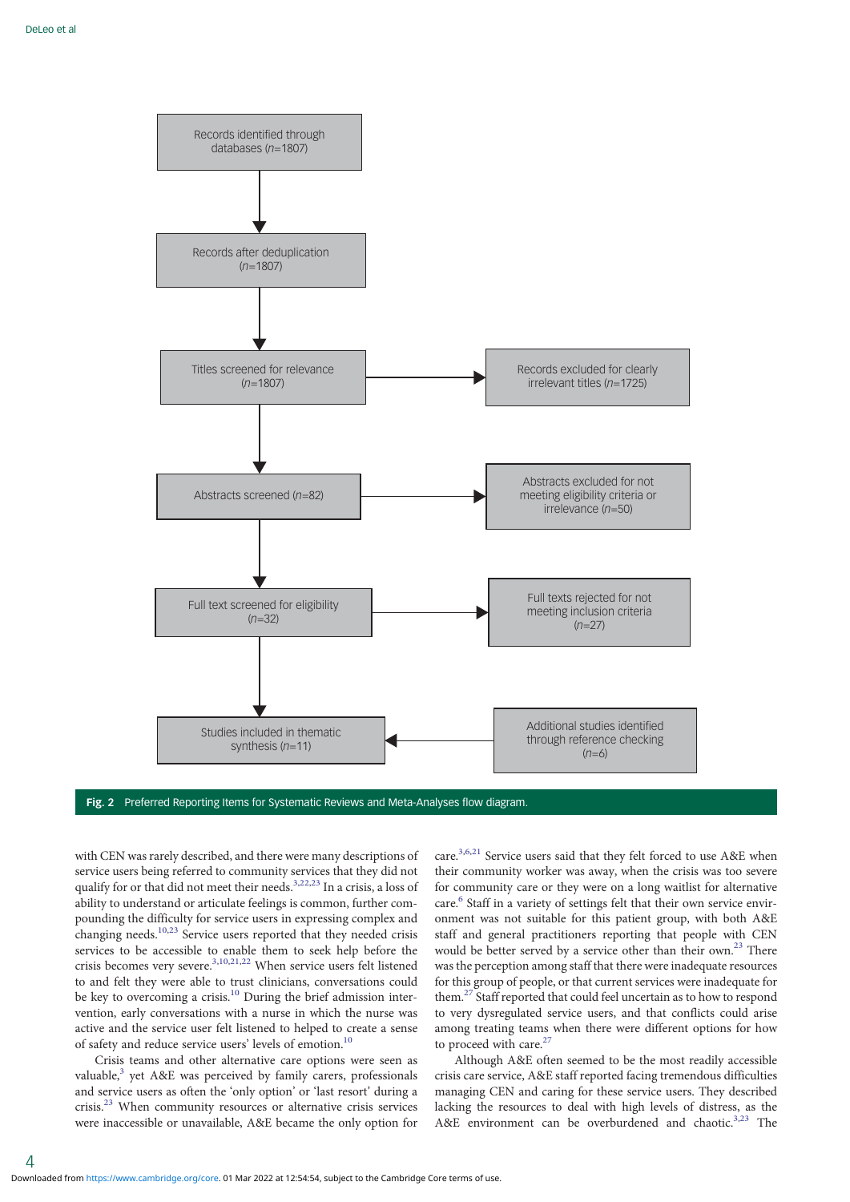Records identified through databases (*n*=1807)

↓

Records after deduplication (*n*=1807)

↓

Titles screened for relevance (*n*=1807) → Records excluded for clearly irrelevant titles (*n*=1725)

↓

Abstracts screened (*n*=82) → Abstracts excluded for not meeting eligibility criteria or irrelevance (*n*=50)

↓

Full text screened for eligibility (*n*=32) → Full texts rejected for not meeting inclusion criteria (*n*=27)

↓

Studies included in thematic synthesis (*n*=11) ← Additional studies identified through reference checking (*n*=6)

**Fig. 2** Preferred Reporting Items for Systematic Reviews and Meta-Analyses flow diagram.

with CEN was rarely described, and there were many descriptions of service users being referred to community services that they did not qualify for or that did not meet their needs.[3,22,23] In a crisis, a loss of ability to understand or articulate feelings is common, further compounding the difficulty for service users in expressing complex and changing needs.[10,23] Service users reported that they needed crisis services to be accessible to enable them to seek help before the crisis becomes very severe.[3,10,21,22] When service users felt listened to and felt they were able to trust clinicians, conversations could be key to overcoming a crisis.[10] During the brief admission intervention, early conversations with a nurse in which the nurse was active and the service user felt listened to helped to create a sense of safety and reduce service users' levels of emotion.[10]

Crisis teams and other alternative care options were seen as valuable,[3] yet A&E was perceived by family carers, professionals and service users as often the 'only option' or 'last resort' during a crisis.[23] When community resources or alternative crisis services were inaccessible or unavailable, A&E became the only option for care.[3,6,21] Service users said that they felt forced to use A&E when their community worker was away, when the crisis was too severe for community care or they were on a long waitlist for alternative care.[6] Staff in a variety of settings felt that their own service environment was not suitable for this patient group, with both A&E staff and general practitioners reporting that people with CEN would be better served by a service other than their own.[23] There was the perception among staff that there were inadequate resources for this group of people, or that current services were inadequate for them.[27] Staff reported that could feel uncertain as to how to respond to very dysregulated service users, and that conflicts could arise among treating teams when there were different options for how to proceed with care.[27]

Although A&E often seemed to be the most readily accessible crisis care service, A&E staff reported facing tremendous difficulties managing CEN and caring for these service users. They described lacking the resources to deal with high levels of distress, as the A&E environment can be overburdened and chaotic.[3,23] The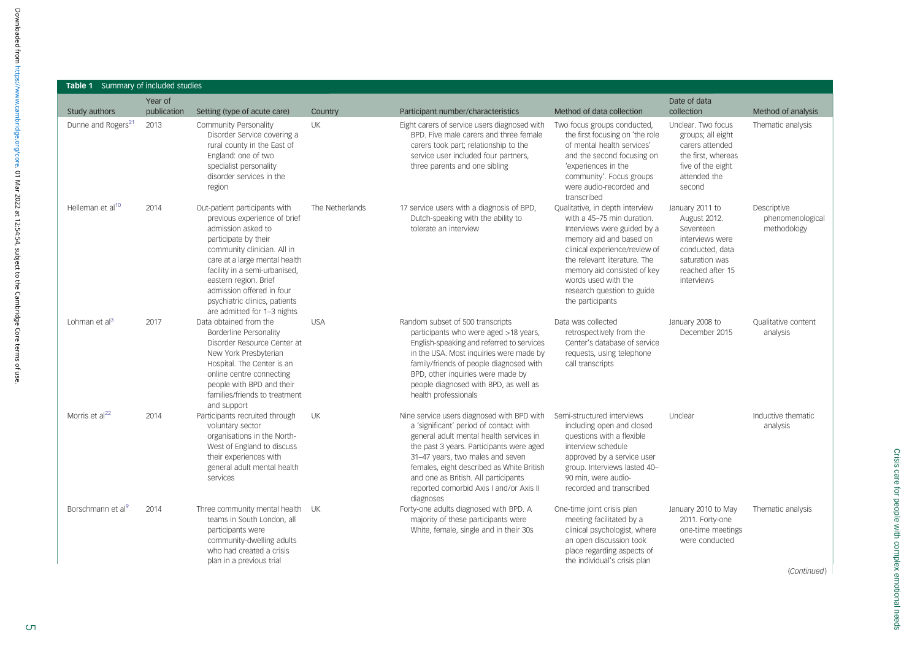**Table 1** Summary of included studies

| Study authors | Year of publication | Setting (type of acute care) | Country | Participant number/characteristics | Method of data collection | Date of data collection | Method of analysis |
|---|---|---|---|---|---|---|---|
| Dunne and Rogers[21] | 2013 | Community Personality Disorder Service covering a rural county in the East of England: one of two specialist personality disorder services in the region | UK | Eight carers of service users diagnosed with BPD. Five male carers and three female carers took part; relationship to the service user included four partners, three parents and one sibling | Two focus groups conducted, the first focusing on 'the role of mental health services' and the second focusing on 'experiences in the community'. Focus groups were audio-recorded and transcribed | Unclear. Two focus groups; all eight carers attended the first, whereas five of the eight attended the second | Thematic analysis |
| Helleman et al[10] | 2014 | Out-patient participants with previous experience of brief admission asked to participate by their community clinician. All in care at a large mental health facility in a semi-urbanised, eastern region. Brief admission offered in four psychiatric clinics, patients are admitted for 1–3 nights | The Netherlands | 17 service users with a diagnosis of BPD, Dutch-speaking with the ability to tolerate an interview | Qualitative, in depth interview with a 45–75 min duration. Interviews were guided by a memory aid and based on clinical experience/review of the relevant literature. The memory aid consisted of key words used with the research question to guide the participants | January 2011 to August 2012. Seventeen interviews were conducted, data saturation was reached after 15 interviews | Descriptive phenomenological methodology |
| Lohman et al[3] | 2017 | Data obtained from the Borderline Personality Disorder Resource Center at New York Presbyterian Hospital. The Center is an online centre connecting people with BPD and their families/friends to treatment and support | USA | Random subset of 500 transcripts participants who were aged >18 years, English-speaking and referred to services in the USA. Most inquiries were made by family/friends of people diagnosed with BPD, other inquiries were made by people diagnosed with BPD, as well as health professionals | Data was collected retrospectively from the Center's database of service requests, using telephone call transcripts | January 2008 to December 2015 | Qualitative content analysis |
| Morris et al[22] | 2014 | Participants recruited through voluntary sector organisations in the North-West of England to discuss their experiences with general adult mental health services | UK | Nine service users diagnosed with BPD with a 'significant' period of contact with general adult mental health services in the past 3 years. Participants were aged 31–47 years, two males and seven females, eight described as White British and one as British. All participants reported comorbid Axis I and/or Axis II diagnoses | Semi-structured interviews including open and closed questions with a flexible interview schedule approved by a service user group. Interviews lasted 40–90 min, were audio-recorded and transcribed | Unclear | Inductive thematic analysis |
| Borschmann et al[9] | 2014 | Three community mental health teams in South London, all participants were community-dwelling adults who had created a crisis plan in a previous trial | UK | Forty-one adults diagnosed with BPD. A majority of these participants were White, female, single and in their 30s | One-time joint crisis plan meeting facilitated by a clinical psychologist, where an open discussion took place regarding aspects of the individual's crisis plan | January 2010 to May 2011. Forty-one one-time meetings were conducted | Thematic analysis |

(*Continued*)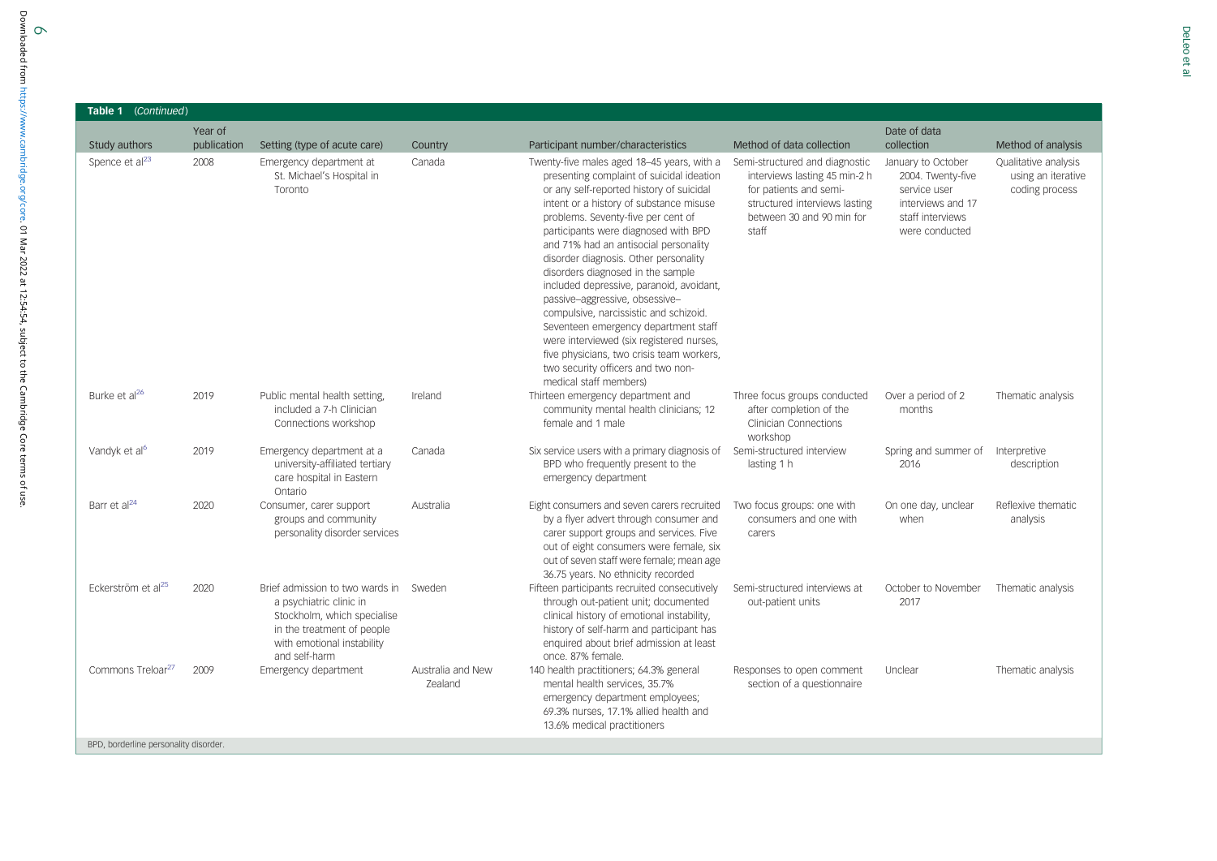**Table 1** (*Continued*)

| Study authors | Year of publication | Setting (type of acute care) | Country | Participant number/characteristics | Method of data collection | Date of data collection | Method of analysis |
|---|---|---|---|---|---|---|---|
| Spence et al[23] | 2008 | Emergency department at St. Michael's Hospital in Toronto | Canada | Twenty-five males aged 18–45 years, with a presenting complaint of suicidal ideation or any self-reported history of suicidal intent or a history of substance misuse problems. Seventy-five per cent of participants were diagnosed with BPD and 71% had an antisocial personality disorder diagnosis. Other personality disorders diagnosed in the sample included depressive, paranoid, avoidant, passive–aggressive, obsessive–compulsive, narcissistic and schizoid. Seventeen emergency department staff were interviewed (six registered nurses, five physicians, two crisis team workers, two security officers and two non-medical staff members) | Semi-structured and diagnostic interviews lasting 45 min-2 h for patients and semi-structured interviews lasting between 30 and 90 min for staff | January to October 2004. Twenty-five service user interviews and 17 staff interviews were conducted | Qualitative analysis using an iterative coding process |
| Burke et al[26] | 2019 | Public mental health setting, included a 7-h Clinician Connections workshop | Ireland | Thirteen emergency department and community mental health clinicians; 12 female and 1 male | Three focus groups conducted after completion of the Clinician Connections workshop | Over a period of 2 months | Thematic analysis |
| Vandyk et al[6] | 2019 | Emergency department at a university-affiliated tertiary care hospital in Eastern Ontario | Canada | Six service users with a primary diagnosis of BPD who frequently present to the emergency department | Semi-structured interview lasting 1 h | Spring and summer of 2016 | Interpretive description |
| Barr et al[24] | 2020 | Consumer, carer support groups and community personality disorder services | Australia | Eight consumers and seven carers recruited by a flyer advert through consumer and carer support groups and services. Five out of eight consumers were female, six out of seven staff were female; mean age 36.75 years. No ethnicity recorded | Two focus groups: one with consumers and one with carers | On one day, unclear when | Reflexive thematic analysis |
| Eckerström et al[25] | 2020 | Brief admission to two wards in a psychiatric clinic in Stockholm, which specialise in the treatment of people with emotional instability and self-harm | Sweden | Fifteen participants recruited consecutively through out-patient unit; documented clinical history of emotional instability, history of self-harm and participant has enquired about brief admission at least once. 87% female. | Semi-structured interviews at out-patient units | October to November 2017 | Thematic analysis |
| Commons Treloar[27] | 2009 | Emergency department | Australia and New Zealand | 140 health practitioners; 64.3% general mental health services, 35.7% emergency department employees; 69.3% nurses, 17.1% allied health and 13.6% medical practitioners | Responses to open comment section of a questionnaire | Unclear | Thematic analysis |

BPD, borderline personality disorder.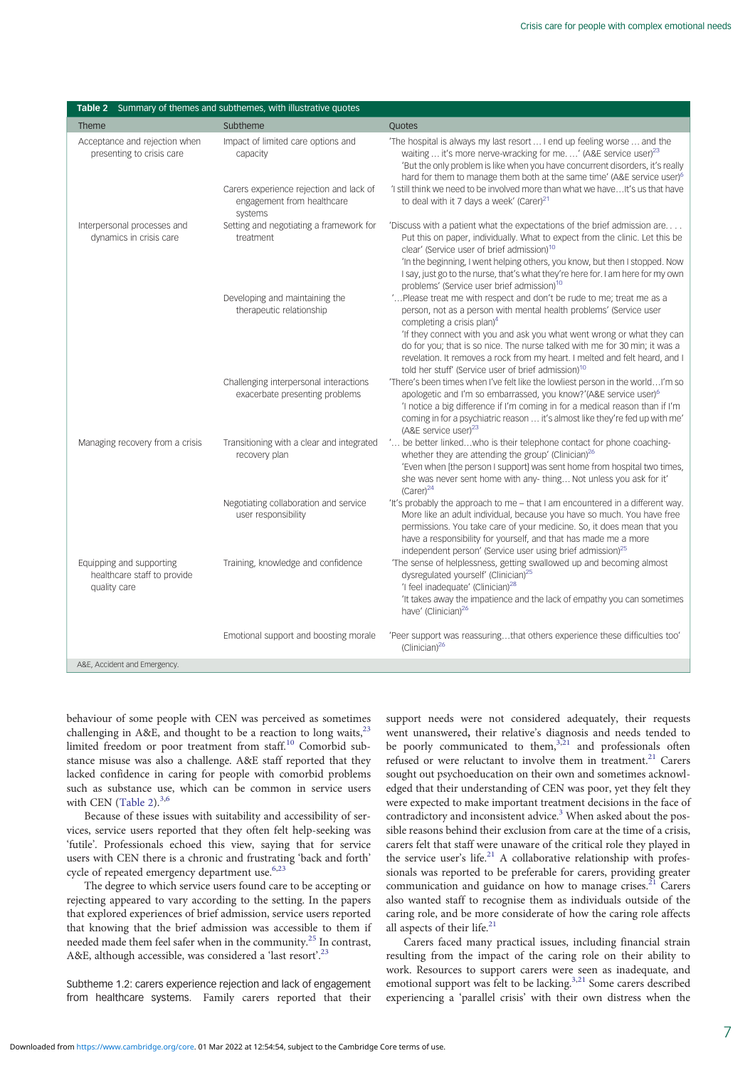**Table 2** Summary of themes and subthemes, with illustrative quotes

| Theme | Subtheme | Quotes |
|---|---|---|
| Acceptance and rejection when presenting to crisis care | Impact of limited care options and capacity | 'The hospital is always my last resort … I end up feeling worse … and the waiting … it's more nerve-wracking for me. …' (A&E service user)[23] 'But the only problem is like when you have concurrent disorders, it's really hard for them to manage them both at the same time' (A&E service user)[6] |
| | Carers experience rejection and lack of engagement from healthcare systems | 'I still think we need to be involved more than what we have…It's us that have to deal with it 7 days a week' (Carer)[21] |
| Interpersonal processes and dynamics in crisis care | Setting and negotiating a framework for treatment | 'Discuss with a patient what the expectations of the brief admission are. . . . Put this on paper, individually. What to expect from the clinic. Let this be clear' (Service user of brief admission)[10] 'In the beginning, I went helping others, you know, but then I stopped. Now I say, just go to the nurse, that's what they're here for. I am here for my own problems' (Service user brief admission)[10] |
| | Developing and maintaining the therapeutic relationship | '…Please treat me with respect and don't be rude to me; treat me as a person, not as a person with mental health problems' (Service user completing a crisis plan)[4] 'If they connect with you and ask you what went wrong or what they can do for you; that is so nice. The nurse talked with me for 30 min; it was a revelation. It removes a rock from my heart. I melted and felt heard, and I told her stuff' (Service user of brief admission)[10] |
| | Challenging interpersonal interactions exacerbate presenting problems | 'There's been times when I've felt like the lowliest person in the world…I'm so apologetic and I'm so embarrassed, you know?'(A&E service user)[6] 'I notice a big difference if I'm coming in for a medical reason than if I'm coming in for a psychiatric reason … it's almost like they're fed up with me' (A&E service user)[23] |
| Managing recovery from a crisis | Transitioning with a clear and integrated recovery plan | '… be better linked…who is their telephone contact for phone coaching- whether they are attending the group' (Clinician)[26] 'Even when [the person I support] was sent home from hospital two times, she was never sent home with any- thing… Not unless you ask for it' (Carer)[24] |
| | Negotiating collaboration and service user responsibility | 'It's probably the approach to me – that I am encountered in a different way. More like an adult individual, because you have so much. You have free permissions. You take care of your medicine. So, it does mean that you have a responsibility for yourself, and that has made me a more independent person' (Service user using brief admission)[25] |
| Equipping and supporting healthcare staff to provide quality care | Training, knowledge and confidence | 'The sense of helplessness, getting swallowed up and becoming almost dysregulated yourself' (Clinician)[25] 'I feel inadequate' (Clinician)[28] 'It takes away the impatience and the lack of empathy you can sometimes have' (Clinician)[26] |
| | Emotional support and boosting morale | 'Peer support was reassuring…that others experience these difficulties too' (Clinician)[26] |

A&E, Accident and Emergency.

behaviour of some people with CEN was perceived as sometimes challenging in A&E, and thought to be a reaction to long waits,[23] limited freedom or poor treatment from staff.[10] Comorbid substance misuse was also a challenge. A&E staff reported that they lacked confidence in caring for people with comorbid problems such as substance use, which can be common in service users with CEN (Table 2).[3,6]

Because of these issues with suitability and accessibility of services, service users reported that they often felt help-seeking was 'futile'. Professionals echoed this view, saying that for service users with CEN there is a chronic and frustrating 'back and forth' cycle of repeated emergency department use.[6,23]

The degree to which service users found care to be accepting or rejecting appeared to vary according to the setting. In the papers that explored experiences of brief admission, service users reported that knowing that the brief admission was accessible to them if needed made them feel safer when in the community.[25] In contrast, A&E, although accessible, was considered a 'last resort'.[23]

Subtheme 1.2: carers experience rejection and lack of engagement from healthcare systems. Family carers reported that their support needs were not considered adequately, their requests went unanswered, their relative's diagnosis and needs tended to be poorly communicated to them,[3,21] and professionals often refused or were reluctant to involve them in treatment.[21] Carers sought out psychoeducation on their own and sometimes acknowledged that their understanding of CEN was poor, yet they felt they were expected to make important treatment decisions in the face of contradictory and inconsistent advice.[3] When asked about the possible reasons behind their exclusion from care at the time of a crisis, carers felt that staff were unaware of the critical role they played in the service user's life.[21] A collaborative relationship with professionals was reported to be preferable for carers, providing greater communication and guidance on how to manage crises.[21] Carers also wanted staff to recognise them as individuals outside of the caring role, and be more considerate of how the caring role affects all aspects of their life.[21]

Carers faced many practical issues, including financial strain resulting from the impact of the caring role on their ability to work. Resources to support carers were seen as inadequate, and emotional support was felt to be lacking.[3,21] Some carers described experiencing a 'parallel crisis' with their own distress when the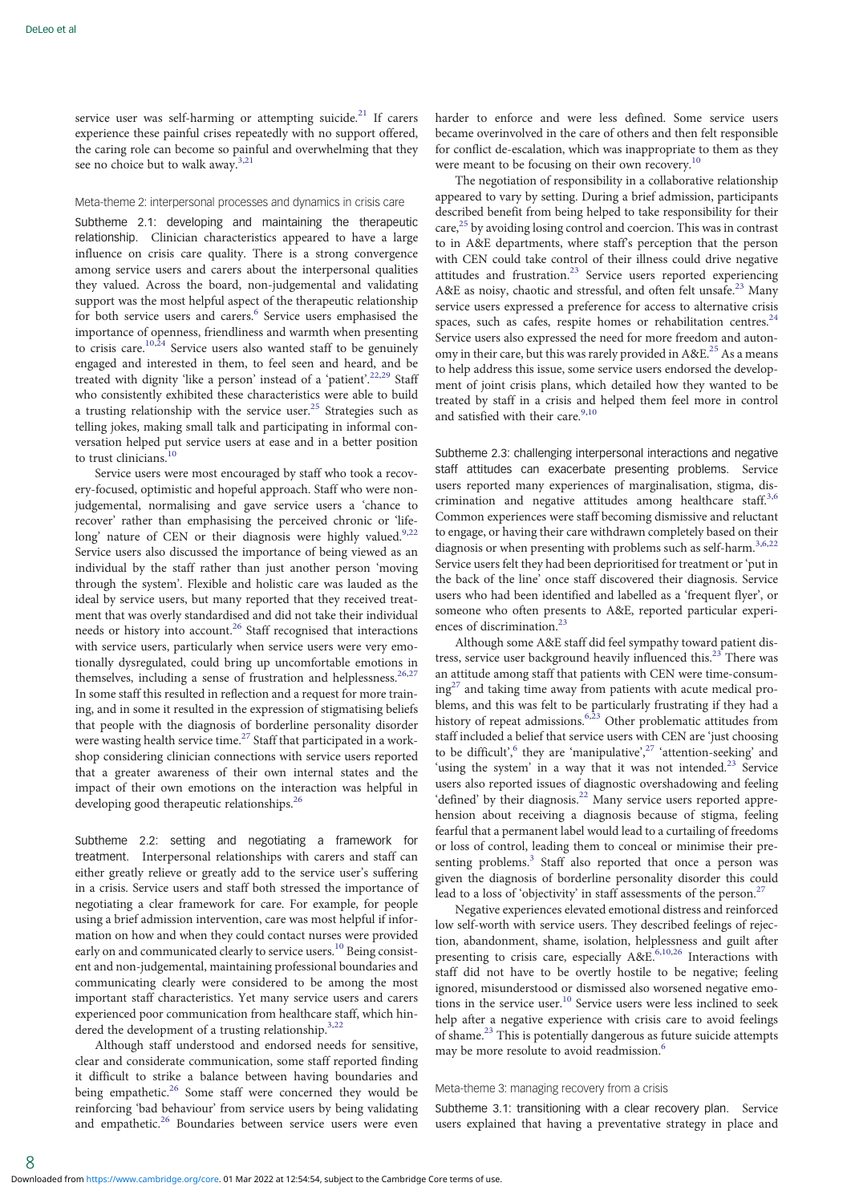service user was self-harming or attempting suicide.[21] If carers experience these painful crises repeatedly with no support offered, the caring role can become so painful and overwhelming that they see no choice but to walk away.[3,21]

### Meta-theme 2: interpersonal processes and dynamics in crisis care

**Subtheme 2.1: developing and maintaining the therapeutic relationship.** Clinician characteristics appeared to have a large influence on crisis care quality. There is a strong convergence among service users and carers about the interpersonal qualities they valued. Across the board, non-judgemental and validating support was the most helpful aspect of the therapeutic relationship for both service users and carers.[6] Service users emphasised the importance of openness, friendliness and warmth when presenting to crisis care.[10,24] Service users also wanted staff to be genuinely engaged and interested in them, to feel seen and heard, and be treated with dignity 'like a person' instead of a 'patient'.[22,29] Staff who consistently exhibited these characteristics were able to build a trusting relationship with the service user.[25] Strategies such as telling jokes, making small talk and participating in informal conversation helped put service users at ease and in a better position to trust clinicians.[10]

Service users were most encouraged by staff who took a recovery-focused, optimistic and hopeful approach. Staff who were non-judgemental, normalising and gave service users a 'chance to recover' rather than emphasising the perceived chronic or 'life-long' nature of CEN or their diagnosis were highly valued.[9,22] Service users also discussed the importance of being viewed as an individual by the staff rather than just another person 'moving through the system'. Flexible and holistic care was lauded as the ideal by service users, but many reported that they received treatment that was overly standardised and did not take their individual needs or history into account.[26] Staff recognised that interactions with service users, particularly when service users were very emotionally dysregulated, could bring up uncomfortable emotions in themselves, including a sense of frustration and helplessness.[26,27] In some staff this resulted in reflection and a request for more training, and in some it resulted in the expression of stigmatising beliefs that people with the diagnosis of borderline personality disorder were wasting health service time.[27] Staff that participated in a workshop considering clinician connections with service users reported that a greater awareness of their own internal states and the impact of their own emotions on the interaction was helpful in developing good therapeutic relationships.[26]

**Subtheme 2.2: setting and negotiating a framework for treatment.** Interpersonal relationships with carers and staff can either greatly relieve or greatly add to the service user's suffering in a crisis. Service users and staff both stressed the importance of negotiating a clear framework for care. For example, for people using a brief admission intervention, care was most helpful if information on how and when they could contact nurses were provided early on and communicated clearly to service users.[10] Being consistent and non-judgemental, maintaining professional boundaries and communicating clearly were considered to be among the most important staff characteristics. Yet many service users and carers experienced poor communication from healthcare staff, which hindered the development of a trusting relationship.[3,22]

Although staff understood and endorsed needs for sensitive, clear and considerate communication, some staff reported finding it difficult to strike a balance between having boundaries and being empathetic.[26] Some staff were concerned they would be reinforcing 'bad behaviour' from service users by being validating and empathetic.[26] Boundaries between service users were even harder to enforce and were less defined. Some service users became overinvolved in the care of others and then felt responsible for conflict de-escalation, which was inappropriate to them as they were meant to be focusing on their own recovery.[10]

The negotiation of responsibility in a collaborative relationship appeared to vary by setting. During a brief admission, participants described benefit from being helped to take responsibility for their care,[25] by avoiding losing control and coercion. This was in contrast to in A&E departments, where staff's perception that the person with CEN could take control of their illness could drive negative attitudes and frustration.[23] Service users reported experiencing A&E as noisy, chaotic and stressful, and often felt unsafe.[23] Many service users expressed a preference for access to alternative crisis spaces, such as cafes, respite homes or rehabilitation centres.[24] Service users also expressed the need for more freedom and autonomy in their care, but this was rarely provided in A&E.[25] As a means to help address this issue, some service users endorsed the development of joint crisis plans, which detailed how they wanted to be treated by staff in a crisis and helped them feel more in control and satisfied with their care.[9,10]

**Subtheme 2.3: challenging interpersonal interactions and negative staff attitudes can exacerbate presenting problems.** Service users reported many experiences of marginalisation, stigma, discrimination and negative attitudes among healthcare staff.[3,6] Common experiences were staff becoming dismissive and reluctant to engage, or having their care withdrawn completely based on their diagnosis or when presenting with problems such as self-harm.[3,6,22] Service users felt they had been deprioritised for treatment or 'put in the back of the line' once staff discovered their diagnosis. Service users who had been identified and labelled as a 'frequent flyer', or someone who often presents to A&E, reported particular experiences of discrimination.[23]

Although some A&E staff did feel sympathy toward patient distress, service user background heavily influenced this.[23] There was an attitude among staff that patients with CEN were time-consuming[27] and taking time away from patients with acute medical problems, and this was felt to be particularly frustrating if they had a history of repeat admissions.[6,23] Other problematic attitudes from staff included a belief that service users with CEN are 'just choosing to be difficult',[6] they are 'manipulative',[27] 'attention-seeking' and 'using the system' in a way that it was not intended.[23] Service users also reported issues of diagnostic overshadowing and feeling 'defined' by their diagnosis.[22] Many service users reported apprehension about receiving a diagnosis because of stigma, feeling fearful that a permanent label would lead to a curtailing of freedoms or loss of control, leading them to conceal or minimise their presenting problems.[3] Staff also reported that once a person was given the diagnosis of borderline personality disorder this could lead to a loss of 'objectivity' in staff assessments of the person.[27]

Negative experiences elevated emotional distress and reinforced low self-worth with service users. They described feelings of rejection, abandonment, shame, isolation, helplessness and guilt after presenting to crisis care, especially A&E.[6,10,26] Interactions with staff did not have to be overtly hostile to be negative; feeling ignored, misunderstood or dismissed also worsened negative emotions in the service user.[10] Service users were less inclined to seek help after a negative experience with crisis care to avoid feelings of shame.[23] This is potentially dangerous as future suicide attempts may be more resolute to avoid readmission.[6]

### Meta-theme 3: managing recovery from a crisis

**Subtheme 3.1: transitioning with a clear recovery plan.** Service users explained that having a preventative strategy in place and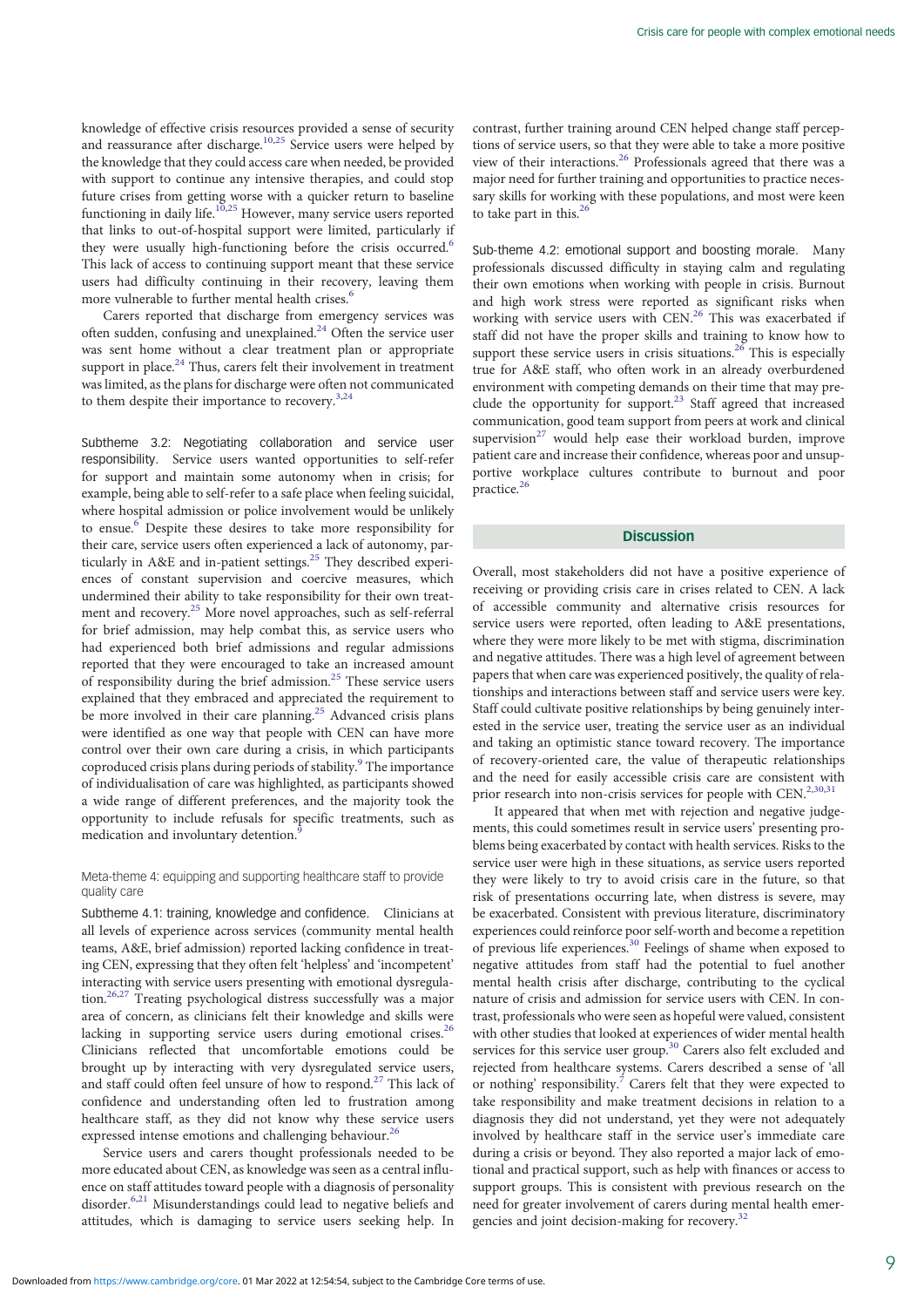knowledge of effective crisis resources provided a sense of security and reassurance after discharge.[10,25] Service users were helped by the knowledge that they could access care when needed, be provided with support to continue any intensive therapies, and could stop future crises from getting worse with a quicker return to baseline functioning in daily life.[10,25] However, many service users reported that links to out-of-hospital support were limited, particularly if they were usually high-functioning before the crisis occurred.[6] This lack of access to continuing support meant that these service users had difficulty continuing in their recovery, leaving them more vulnerable to further mental health crises.[6]

Carers reported that discharge from emergency services was often sudden, confusing and unexplained.[24] Often the service user was sent home without a clear treatment plan or appropriate support in place.[24] Thus, carers felt their involvement in treatment was limited, as the plans for discharge were often not communicated to them despite their importance to recovery.[3,24]

#### Subtheme 3.2: Negotiating collaboration and service user responsibility.

Service users wanted opportunities to self-refer for support and maintain some autonomy when in crisis; for example, being able to self-refer to a safe place when feeling suicidal, where hospital admission or police involvement would be unlikely to ensue.[6] Despite these desires to take more responsibility for their care, service users often experienced a lack of autonomy, particularly in A&E and in-patient settings.[25] They described experiences of constant supervision and coercive measures, which undermined their ability to take responsibility for their own treatment and recovery.[25] More novel approaches, such as self-referral for brief admission, may help combat this, as service users who had experienced both brief admissions and regular admissions reported that they were encouraged to take an increased amount of responsibility during the brief admission.[25] These service users explained that they embraced and appreciated the requirement to be more involved in their care planning.[25] Advanced crisis plans were identified as one way that people with CEN can have more control over their own care during a crisis, in which participants coproduced crisis plans during periods of stability.[9] The importance of individualisation of care was highlighted, as participants showed a wide range of different preferences, and the majority took the opportunity to include refusals for specific treatments, such as medication and involuntary detention.[9]

### Meta-theme 4: equipping and supporting healthcare staff to provide quality care

#### Subtheme 4.1: training, knowledge and confidence.

Clinicians at all levels of experience across services (community mental health teams, A&E, brief admission) reported lacking confidence in treating CEN, expressing that they often felt 'helpless' and 'incompetent' interacting with service users presenting with emotional dysregulation.[26,27] Treating psychological distress successfully was a major area of concern, as clinicians felt their knowledge and skills were lacking in supporting service users during emotional crises.[26] Clinicians reflected that uncomfortable emotions could be brought up by interacting with very dysregulated service users, and staff could often feel unsure of how to respond.[27] This lack of confidence and understanding often led to frustration among healthcare staff, as they did not know why these service users expressed intense emotions and challenging behaviour.[26]

Service users and carers thought professionals needed to be more educated about CEN, as knowledge was seen as a central influence on staff attitudes toward people with a diagnosis of personality disorder.[6,21] Misunderstandings could lead to negative beliefs and attitudes, which is damaging to service users seeking help. In contrast, further training around CEN helped change staff perceptions of service users, so that they were able to take a more positive view of their interactions.[26] Professionals agreed that there was a major need for further training and opportunities to practice necessary skills for working with these populations, and most were keen to take part in this.[26]

#### Sub-theme 4.2: emotional support and boosting morale.

Many professionals discussed difficulty in staying calm and regulating their own emotions when working with people in crisis. Burnout and high work stress were reported as significant risks when working with service users with CEN.[26] This was exacerbated if staff did not have the proper skills and training to know how to support these service users in crisis situations.[26] This is especially true for A&E staff, who often work in an already overburdened environment with competing demands on their time that may preclude the opportunity for support.[23] Staff agreed that increased communication, good team support from peers at work and clinical supervision[27] would help ease their workload burden, improve patient care and increase their confidence, whereas poor and unsupportive workplace cultures contribute to burnout and poor practice.[26]

## Discussion

Overall, most stakeholders did not have a positive experience of receiving or providing crisis care in crises related to CEN. A lack of accessible community and alternative crisis resources for service users were reported, often leading to A&E presentations, where they were more likely to be met with stigma, discrimination and negative attitudes. There was a high level of agreement between papers that when care was experienced positively, the quality of relationships and interactions between staff and service users were key. Staff could cultivate positive relationships by being genuinely interested in the service user, treating the service user as an individual and taking an optimistic stance toward recovery. The importance of recovery-oriented care, the value of therapeutic relationships and the need for easily accessible crisis care are consistent with prior research into non-crisis services for people with CEN.[2,30,31]

It appeared that when met with rejection and negative judgements, this could sometimes result in service users' presenting problems being exacerbated by contact with health services. Risks to the service user were high in these situations, as service users reported they were likely to try to avoid crisis care in the future, so that risk of presentations occurring late, when distress is severe, may be exacerbated. Consistent with previous literature, discriminatory experiences could reinforce poor self-worth and be experienced as a repetition of previous life experiences.[30] Feelings of shame when exposed to negative attitudes from staff had the potential to fuel another mental health crisis after discharge, contributing to the cyclical nature of crisis and admission for service users with CEN. In contrast, professionals who were seen as hopeful were valued, consistent with other studies that looked at experiences of wider mental health services for this service user group.[30] Carers also felt excluded and rejected from healthcare systems. Carers described a sense of 'all or nothing' responsibility.[7] Carers felt that they were expected to take responsibility and make treatment decisions in relation to a diagnosis they did not understand, yet they were not adequately involved by healthcare staff in the service user's immediate care during a crisis or beyond. They also reported a major lack of emotional and practical support, such as help with finances or access to support groups. This is consistent with previous research on the need for greater involvement of carers during mental health emergencies and joint decision-making for recovery.[32]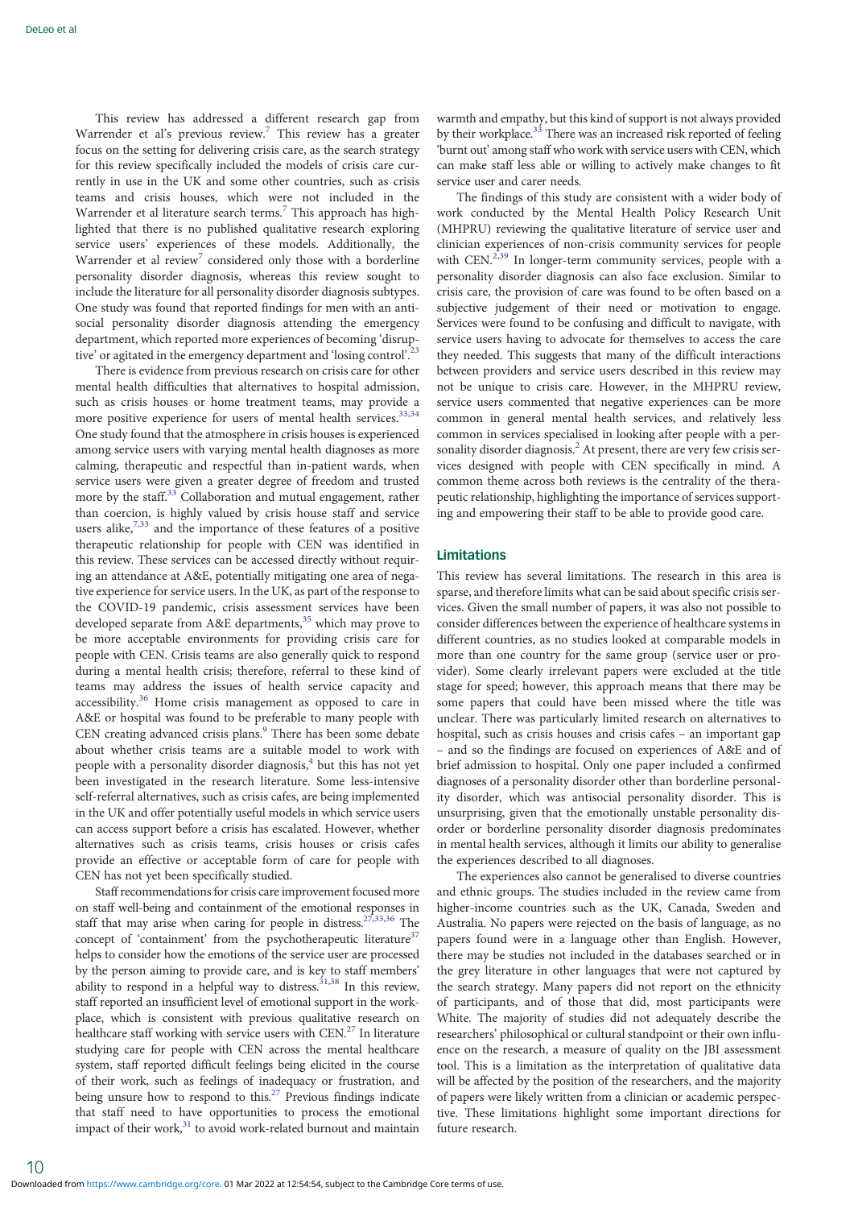This review has addressed a different research gap from Warrender et al's previous review.[7] This review has a greater focus on the setting for delivering crisis care, as the search strategy for this review specifically included the models of crisis care currently in use in the UK and some other countries, such as crisis teams and crisis houses, which were not included in the Warrender et al literature search terms.[7] This approach has highlighted that there is no published qualitative research exploring service users' experiences of these models. Additionally, the Warrender et al review[7] considered only those with a borderline personality disorder diagnosis, whereas this review sought to include the literature for all personality disorder diagnosis subtypes. One study was found that reported findings for men with an antisocial personality disorder diagnosis attending the emergency department, which reported more experiences of becoming 'disruptive' or agitated in the emergency department and 'losing control'.[23]

There is evidence from previous research on crisis care for other mental health difficulties that alternatives to hospital admission, such as crisis houses or home treatment teams, may provide a more positive experience for users of mental health services.[33,34] One study found that the atmosphere in crisis houses is experienced among service users with varying mental health diagnoses as more calming, therapeutic and respectful than in-patient wards, when service users were given a greater degree of freedom and trusted more by the staff.[33] Collaboration and mutual engagement, rather than coercion, is highly valued by crisis house staff and service users alike,[7,33] and the importance of these features of a positive therapeutic relationship for people with CEN was identified in this review. These services can be accessed directly without requiring an attendance at A&E, potentially mitigating one area of negative experience for service users. In the UK, as part of the response to the COVID-19 pandemic, crisis assessment services have been developed separate from A&E departments,[35] which may prove to be more acceptable environments for providing crisis care for people with CEN. Crisis teams are also generally quick to respond during a mental health crisis; therefore, referral to these kind of teams may address the issues of health service capacity and accessibility.[36] Home crisis management as opposed to care in A&E or hospital was found to be preferable to many people with CEN creating advanced crisis plans.[9] There has been some debate about whether crisis teams are a suitable model to work with people with a personality disorder diagnosis,[4] but this has not yet been investigated in the research literature. Some less-intensive self-referral alternatives, such as crisis cafes, are being implemented in the UK and offer potentially useful models in which service users can access support before a crisis has escalated. However, whether alternatives such as crisis teams, crisis houses or crisis cafes provide an effective or acceptable form of care for people with CEN has not yet been specifically studied.

Staff recommendations for crisis care improvement focused more on staff well-being and containment of the emotional responses in staff that may arise when caring for people in distress.[27,33,36] The concept of 'containment' from the psychotherapeutic literature[37] helps to consider how the emotions of the service user are processed by the person aiming to provide care, and is key to staff members' ability to respond in a helpful way to distress.[31,38] In this review, staff reported an insufficient level of emotional support in the workplace, which is consistent with previous qualitative research on healthcare staff working with service users with CEN.[27] In literature studying care for people with CEN across the mental healthcare system, staff reported difficult feelings being elicited in the course of their work, such as feelings of inadequacy or frustration, and being unsure how to respond to this.[27] Previous findings indicate that staff need to have opportunities to process the emotional impact of their work,[31] to avoid work-related burnout and maintain warmth and empathy, but this kind of support is not always provided by their workplace.[33] There was an increased risk reported of feeling 'burnt out' among staff who work with service users with CEN, which can make staff less able or willing to actively make changes to fit service user and carer needs.

The findings of this study are consistent with a wider body of work conducted by the Mental Health Policy Research Unit (MHPRU) reviewing the qualitative literature of service user and clinician experiences of non-crisis community services for people with CEN.[2,39] In longer-term community services, people with a personality disorder diagnosis can also face exclusion. Similar to crisis care, the provision of care was found to be often based on a subjective judgement of their need or motivation to engage. Services were found to be confusing and difficult to navigate, with service users having to advocate for themselves to access the care they needed. This suggests that many of the difficult interactions between providers and service users described in this review may not be unique to crisis care. However, in the MHPRU review, service users commented that negative experiences can be more common in general mental health services, and relatively less common in services specialised in looking after people with a personality disorder diagnosis.[2] At present, there are very few crisis services designed with people with CEN specifically in mind. A common theme across both reviews is the centrality of the therapeutic relationship, highlighting the importance of services supporting and empowering their staff to be able to provide good care.

## Limitations

This review has several limitations. The research in this area is sparse, and therefore limits what can be said about specific crisis services. Given the small number of papers, it was also not possible to consider differences between the experience of healthcare systems in different countries, as no studies looked at comparable models in more than one country for the same group (service user or provider). Some clearly irrelevant papers were excluded at the title stage for speed; however, this approach means that there may be some papers that could have been missed where the title was unclear. There was particularly limited research on alternatives to hospital, such as crisis houses and crisis cafes – an important gap – and so the findings are focused on experiences of A&E and of brief admission to hospital. Only one paper included a confirmed diagnoses of a personality disorder other than borderline personality disorder, which was antisocial personality disorder. This is unsurprising, given that the emotionally unstable personality disorder or borderline personality disorder diagnosis predominates in mental health services, although it limits our ability to generalise the experiences described to all diagnoses.

The experiences also cannot be generalised to diverse countries and ethnic groups. The studies included in the review came from higher-income countries such as the UK, Canada, Sweden and Australia. No papers were rejected on the basis of language, as no papers found were in a language other than English. However, there may be studies not included in the databases searched or in the grey literature in other languages that were not captured by the search strategy. Many papers did not report on the ethnicity of participants, and of those that did, most participants were White. The majority of studies did not adequately describe the researchers' philosophical or cultural standpoint or their own influence on the research, a measure of quality on the JBI assessment tool. This is a limitation as the interpretation of qualitative data will be affected by the position of the researchers, and the majority of papers were likely written from a clinician or academic perspective. These limitations highlight some important directions for future research.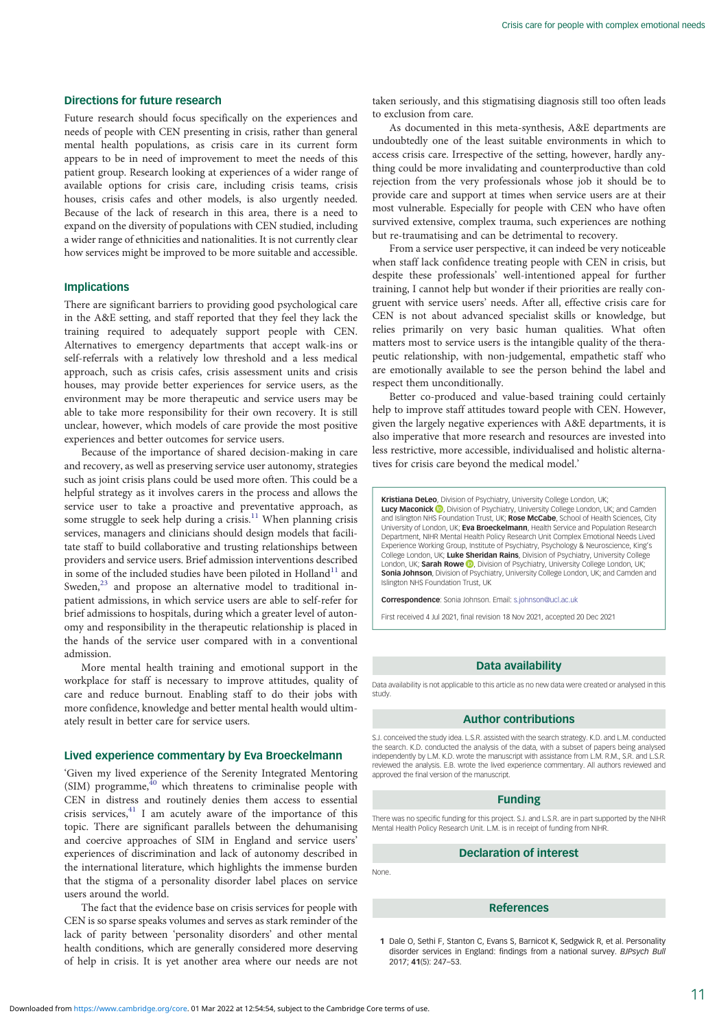## Directions for future research

Future research should focus specifically on the experiences and needs of people with CEN presenting in crisis, rather than general mental health populations, as crisis care in its current form appears to be in need of improvement to meet the needs of this patient group. Research looking at experiences of a wider range of available options for crisis care, including crisis teams, crisis houses, crisis cafes and other models, is also urgently needed. Because of the lack of research in this area, there is a need to expand on the diversity of populations with CEN studied, including a wider range of ethnicities and nationalities. It is not currently clear how services might be improved to be more suitable and accessible.

## Implications

There are significant barriers to providing good psychological care in the A&E setting, and staff reported that they feel they lack the training required to adequately support people with CEN. Alternatives to emergency departments that accept walk-ins or self-referrals with a relatively low threshold and a less medical approach, such as crisis cafes, crisis assessment units and crisis houses, may provide better experiences for service users, as the environment may be more therapeutic and service users may be able to take more responsibility for their own recovery. It is still unclear, however, which models of care provide the most positive experiences and better outcomes for service users.

Because of the importance of shared decision-making in care and recovery, as well as preserving service user autonomy, strategies such as joint crisis plans could be used more often. This could be a helpful strategy as it involves carers in the process and allows the service user to take a proactive and preventative approach, as some struggle to seek help during a crisis.[11] When planning crisis services, managers and clinicians should design models that facilitate staff to build collaborative and trusting relationships between providers and service users. Brief admission interventions described in some of the included studies have been piloted in Holland[11] and Sweden,[23] and propose an alternative model to traditional in-patient admissions, in which service users are able to self-refer for brief admissions to hospitals, during which a greater level of autonomy and responsibility in the therapeutic relationship is placed in the hands of the service user compared with in a conventional admission.

More mental health training and emotional support in the workplace for staff is necessary to improve attitudes, quality of care and reduce burnout. Enabling staff to do their jobs with more confidence, knowledge and better mental health would ultimately result in better care for service users.

## Lived experience commentary by Eva Broeckelmann

'Given my lived experience of the Serenity Integrated Mentoring (SIM) programme,[40] which threatens to criminalise people with CEN in distress and routinely denies them access to essential crisis services,[41] I am acutely aware of the importance of this topic. There are significant parallels between the dehumanising and coercive approaches of SIM in England and service users' experiences of discrimination and lack of autonomy described in the international literature, which highlights the immense burden that the stigma of a personality disorder label places on service users around the world.

The fact that the evidence base on crisis services for people with CEN is so sparse speaks volumes and serves as stark reminder of the lack of parity between 'personality disorders' and other mental health conditions, which are generally considered more deserving of help in crisis. It is yet another area where our needs are not taken seriously, and this stigmatising diagnosis still too often leads to exclusion from care.

As documented in this meta-synthesis, A&E departments are undoubtedly one of the least suitable environments in which to access crisis care. Irrespective of the setting, however, hardly anything could be more invalidating and counterproductive than cold rejection from the very professionals whose job it should be to provide care and support at times when service users are at their most vulnerable. Especially for people with CEN who have often survived extensive, complex trauma, such experiences are nothing but re-traumatising and can be detrimental to recovery.

From a service user perspective, it can indeed be very noticeable when staff lack confidence treating people with CEN in crisis, but despite these professionals' well-intentioned appeal for further training, I cannot help but wonder if their priorities are really congruent with service users' needs. After all, effective crisis care for CEN is not about advanced specialist skills or knowledge, but relies primarily on very basic human qualities. What often matters most to service users is the intangible quality of the therapeutic relationship, with non-judgemental, empathetic staff who are emotionally available to see the person behind the label and respect them unconditionally.

Better co-produced and value-based training could certainly help to improve staff attitudes toward people with CEN. However, given the largely negative experiences with A&E departments, it is also imperative that more research and resources are invested into less restrictive, more accessible, individualised and holistic alternatives for crisis care beyond the medical model.'

**Kristiana DeLeo**, Division of Psychiatry, University College London, UK; **Lucy Maconick**, Division of Psychiatry, University College London, UK; and Camden and Islington NHS Foundation Trust, UK; **Rose McCabe**, School of Health Sciences, City University of London, UK; **Eva Broeckelmann**, Health Service and Population Research Department, NIHR Mental Health Policy Research Unit Complex Emotional Needs Lived Experience Working Group, Institute of Psychiatry, Psychology & Neuroscience, King's College London, UK; **Luke Sheridan Rains**, Division of Psychiatry, University College London, UK; **Sarah Rowe**, Division of Psychiatry, University College London, UK; **Sonia Johnson**, Division of Psychiatry, University College London, UK; and Camden and Islington NHS Foundation Trust, UK

**Correspondence**: Sonia Johnson. Email: s.johnson@ucl.ac.uk

First received 4 Jul 2021, final revision 18 Nov 2021, accepted 20 Dec 2021

## Data availability

Data availability is not applicable to this article as no new data were created or analysed in this study.

## Author contributions

S.J. conceived the study idea. L.S.R. assisted with the search strategy. K.D. and L.M. conducted the search. K.D. conducted the analysis of the data, with a subset of papers being analysed independently by L.M. K.D. wrote the manuscript with assistance from L.M. R.M., S.R. and L.S.R. reviewed the analysis. E.B. wrote the lived experience commentary. All authors reviewed and approved the final version of the manuscript.

## Funding

There was no specific funding for this project. S.J. and L.S.R. are in part supported by the NIHR Mental Health Policy Research Unit. L.M. is in receipt of funding from NIHR.

## Declaration of interest

None.

## References

1 Dale O, Sethi F, Stanton C, Evans S, Barnicot K, Sedgwick R, et al. Personality disorder services in England: findings from a national survey. *BJPsych Bull* 2017; **41**(5): 247–53.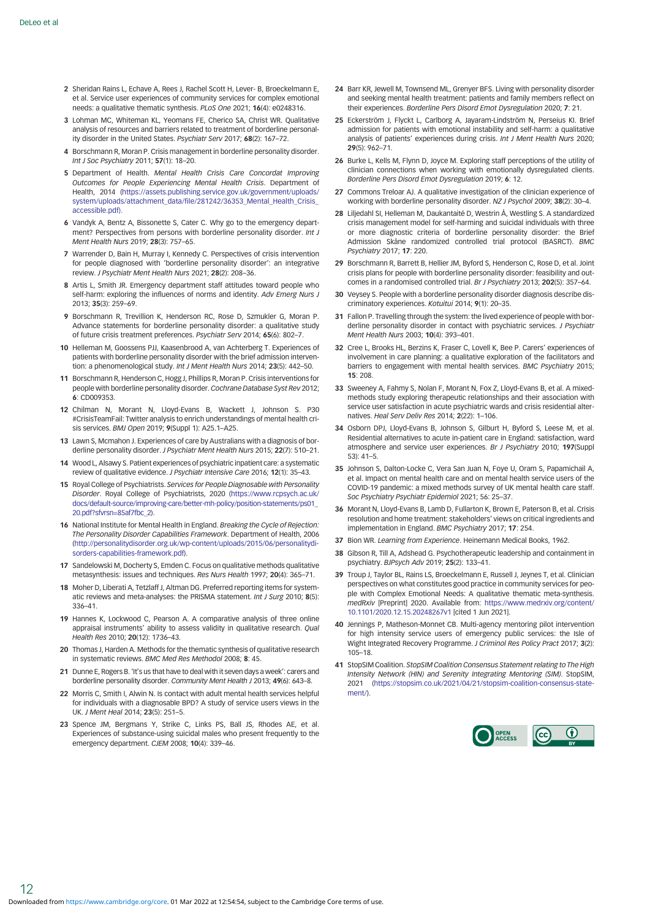2 Sheridan Rains L, Echave A, Rees J, Rachel Scott H, Lever- B, Broeckelmann E, et al. Service user experiences of community services for complex emotional needs: a qualitative thematic synthesis. *PLoS One* 2021; **16**(4): e0248316.

3 Lohman MC, Whiteman KL, Yeomans FE, Cherico SA, Christ WR. Qualitative analysis of resources and barriers related to treatment of borderline personality disorder in the United States. *Psychiatr Serv* 2017; **68**(2): 167–72.

4 Borschmann R, Moran P. Crisis management in borderline personality disorder. *Int J Soc Psychiatry* 2011; **57**(1): 18–20.

5 Department of Health. *Mental Health Crisis Care Concordat Improving Outcomes for People Experiencing Mental Health Crisis*. Department of Health, 2014 (https://assets.publishing.service.gov.uk/government/uploads/system/uploads/attachment_data/file/281242/36353_Mental_Health_Crisis_accessible.pdf).

6 Vandyk A, Bentz A, Bissonette S, Cater C. Why go to the emergency department? Perspectives from persons with borderline personality disorder. *Int J Ment Health Nurs* 2019; **28**(3): 757–65.

7 Warrender D, Bain H, Murray I, Kennedy C. Perspectives of crisis intervention for people diagnosed with 'borderline personality disorder': an integrative review. *J Psychiatr Ment Health Nurs* 2021; **28**(2): 208–36.

8 Artis L, Smith JR. Emergency department staff attitudes toward people who self-harm: exploring the influences of norms and identity. *Adv Emerg Nurs J* 2013; **35**(3): 259–69.

9 Borschmann R, Trevillion K, Henderson RC, Rose D, Szmukler G, Moran P. Advance statements for borderline personality disorder: a qualitative study of future crisis treatment preferences. *Psychiatr Serv* 2014; **65**(6): 802–7.

10 Helleman M, Goossens PJJ, Kaasenbrood A, van Achterberg T. Experiences of patients with borderline personality disorder with the brief admission intervention: a phenomenological study. *Int J Ment Health Nurs* 2014; **23**(5): 442–50.

11 Borschmann R, Henderson C, Hogg J, Phillips R, Moran P. Crisis interventions for people with borderline personality disorder. *Cochrane Database Syst Rev* 2012; **6**: CD009353.

12 Chilman N, Morant N, Lloyd-Evans B, Wackett J, Johnson S. P30 #CrisisTeamFail: Twitter analysis to enrich understandings of mental health crisis services. *BMJ Open* 2019; **9**(Suppl 1): A25.1–A25.

13 Lawn S, Mcmahon J. Experiences of care by Australians with a diagnosis of borderline personality disorder. *J Psychiatr Ment Health Nurs* 2015; **22**(7): 510–21.

14 Wood L, Alsawy S. Patient experiences of psychiatric inpatient care: a systematic review of qualitative evidence. *J Psychiatr Intensive Care* 2016; **12**(1): 35–43.

15 Royal College of Psychiatrists. *Services for People Diagnosable with Personality Disorder*. Royal College of Psychiatrists, 2020 (https://www.rcpsych.ac.uk/docs/default-source/improving-care/better-mh-policy/position-statements/ps01_20.pdf?sfvrsn=85af7fbc_2).

16 National Institute for Mental Health in England. *Breaking the Cycle of Rejection: The Personality Disorder Capabilities Framework*. Department of Health, 2006 (http://personalitydisorder.org.uk/wp-content/uploads/2015/06/personalitydisorders-capabilities-framework.pdf).

17 Sandelowski M, Docherty S, Emden C. Focus on qualitative methods qualitative metasynthesis: issues and techniques. *Res Nurs Health* 1997; **20**(4): 365–71.

18 Moher D, Liberati A, Tetzlaff J, Altman DG. Preferred reporting items for systematic reviews and meta-analyses: the PRISMA statement. *Int J Surg* 2010; **8**(5): 336–41.

19 Hannes K, Lockwood C, Pearson A. A comparative analysis of three online appraisal instruments' ability to assess validity in qualitative research. *Qual Health Res* 2010; **20**(12): 1736–43.

20 Thomas J, Harden A. Methods for the thematic synthesis of qualitative research in systematic reviews. *BMC Med Res Methodol* 2008; **8**: 45.

21 Dunne E, Rogers B. 'It's us that have to deal with it seven days a week': carers and borderline personality disorder. *Community Ment Health J* 2013; **49**(6): 643–8.

22 Morris C, Smith I, Alwin N. Is contact with adult mental health services helpful for individuals with a diagnosable BPD? A study of service users views in the UK. *J Ment Heal* 2014; **23**(5): 251–5.

23 Spence JM, Bergmans Y, Strike C, Links PS, Ball JS, Rhodes AE, et al. Experiences of substance-using suicidal males who present frequently to the emergency department. *CJEM* 2008; **10**(4): 339–46.

24 Barr KR, Jewell M, Townsend ML, Grenyer BFS. Living with personality disorder and seeking mental health treatment: patients and family members reflect on their experiences. *Borderline Pers Disord Emot Dysregulation* 2020; **7**: 21.

25 Eckerström J, Flyckt L, Carlborg A, Jayaram-Lindström N, Perseius KI. Brief admission for patients with emotional instability and self-harm: a qualitative analysis of patients' experiences during crisis. *Int J Ment Health Nurs* 2020; **29**(5): 962–71.

26 Burke L, Kells M, Flynn D, Joyce M. Exploring staff perceptions of the utility of clinician connections when working with emotionally dysregulated clients. *Borderline Pers Disord Emot Dysregulation* 2019; **6**: 12.

27 Commons Treloar AJ. A qualitative investigation of the clinician experience of working with borderline personality disorder. *NZ J Psychol* 2009; **38**(2): 30–4.

28 Liljedahl SI, Helleman M, Daukantaité D, Westrin Å, Westling S. A standardized crisis management model for self-harming and suicidal individuals with three or more diagnostic criteria of borderline personality disorder: the Brief Admission Skåne randomized controlled trial protocol (BASRCT). *BMC Psychiatry* 2017; **17**: 220.

29 Borschmann R, Barrett B, Hellier JM, Byford S, Henderson C, Rose D, et al. Joint crisis plans for people with borderline personality disorder: feasibility and outcomes in a randomised controlled trial. *Br J Psychiatry* 2013; **202**(5): 357–64.

30 Veysey S. People with a borderline personality disorder diagnosis describe discriminatory experiences. *Kotuitui* 2014; **9**(1): 20–35.

31 Fallon P. Travelling through the system: the lived experience of people with borderline personality disorder in contact with psychiatric services. *J Psychiatr Ment Health Nurs* 2003; **10**(4): 393–401.

32 Cree L, Brooks HL, Berzins K, Fraser C, Lovell K, Bee P. Carers' experiences of involvement in care planning: a qualitative exploration of the facilitators and barriers to engagement with mental health services. *BMC Psychiatry* 2015; **15**: 208.

33 Sweeney A, Fahmy S, Nolan F, Morant N, Fox Z, Lloyd-Evans B, et al. A mixed-methods study exploring therapeutic relationships and their association with service user satisfaction in acute psychiatric wards and crisis residential alternatives. *Heal Serv Deliv Res* 2014; **2**(22): 1–106.

34 Osborn DPJ, Lloyd-Evans B, Johnson S, Gilburt H, Byford S, Leese M, et al. Residential alternatives to acute in-patient care in England: satisfaction, ward atmosphere and service user experiences. *Br J Psychiatry* 2010; **197**(Suppl 53): 41–5.

35 Johnson S, Dalton-Locke C, Vera San Juan N, Foye U, Oram S, Papamichail A, et al. Impact on mental health care and on mental health service users of the COVID-19 pandemic: a mixed methods survey of UK mental health care staff. *Soc Psychiatry Psychiatr Epidemiol* 2021; 56: 25–37.

36 Morant N, Lloyd-Evans B, Lamb D, Fullarton K, Brown E, Paterson B, et al. Crisis resolution and home treatment: stakeholders' views on critical ingredients and implementation in England. *BMC Psychiatry* 2017; **17**: 254.

37 Bion WR. *Learning from Experience*. Heinemann Medical Books, 1962.

38 Gibson R, Till A, Adshead G. Psychotherapeutic leadership and containment in psychiatry. *BJPsych Adv* 2019; **25**(2): 133–41.

39 Troup J, Taylor BL, Rains LS, Broeckelmann E, Russell J, Jeynes T, et al. Clinician perspectives on what constitutes good practice in community services for people with Complex Emotional Needs: A qualitative thematic meta-synthesis. *medRxiv* [Preprint] 2020. Available from: https://www.medrxiv.org/content/10.1101/2020.12.15.20248267v1 [cited 1 Jun 2021].

40 Jennings P, Matheson-Monnet CB. Multi-agency mentoring pilot intervention for high intensity service users of emergency public services: the Isle of Wight Integrated Recovery Programme. *J Criminol Res Policy Pract* 2017; **3**(2): 105–18.

41 StopSIM Coalition. *StopSIM Coalition Consensus Statement relating to The High Intensity Network (HIN) and Serenity Integrating Mentoring (SIM)*. StopSIM, 2021 (https://stopsim.co.uk/2021/04/21/stopsim-coalition-consensus-statement/).